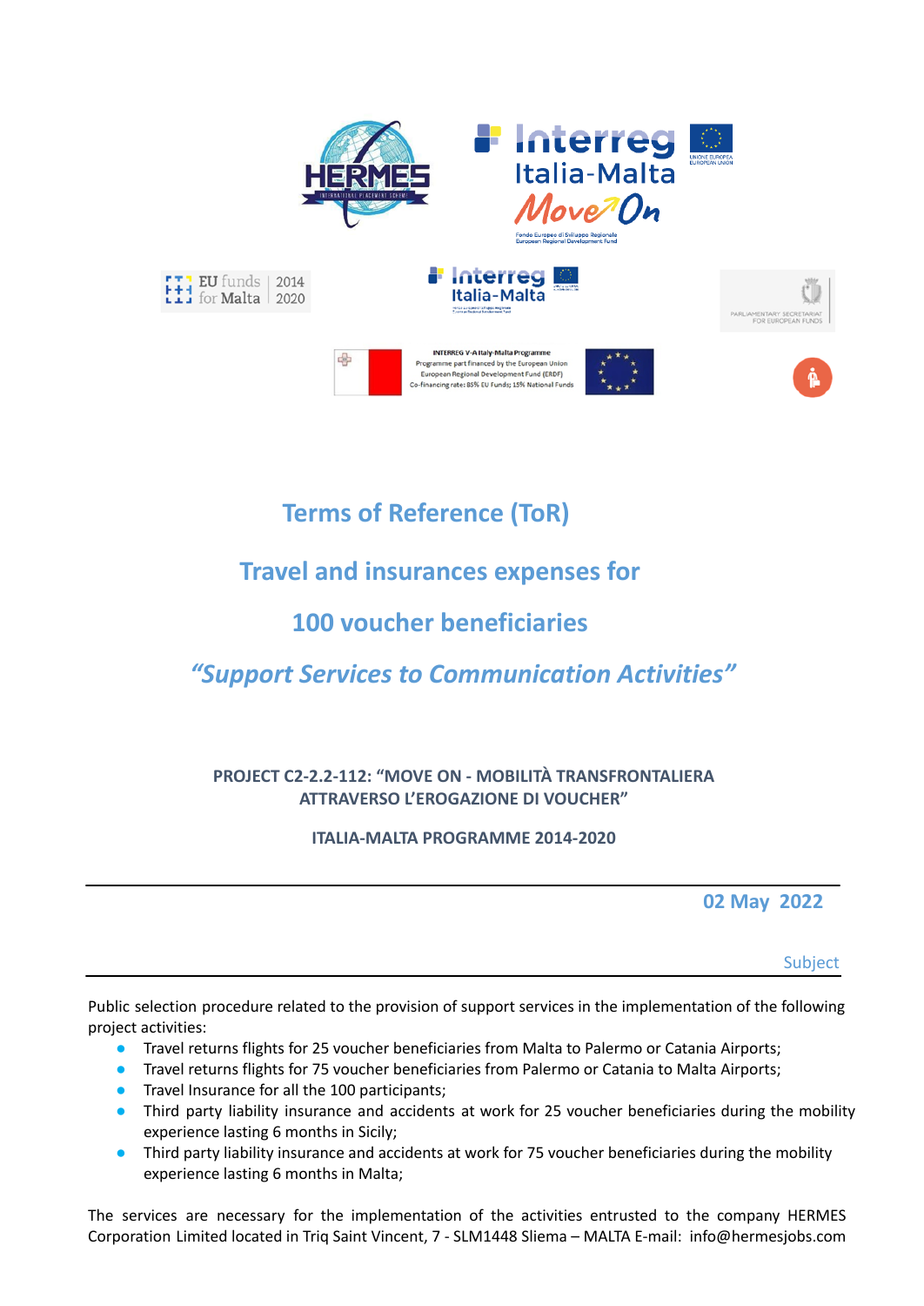# Terms of Reference (ToR)

## Travel and insurances expenses for

## 100 voucher beneficiaries

## *"Support Services to Communication Activities"*

**PROJECT C2-2.2-112: "MOVE ON - MOBILITÀ TRANSFRONTALIERA ATTRAVERSO L'EROGAZIONE DI VOUCHER"**

**ITALIA-MALTA PROGRAMME 2014-2020**

---

**02 May 2022**

Subject

---

Public selection procedure related to the provision of support services in the implementation of the following project activities:

- Travel returns flights for 25 voucher beneficiaries from Malta to Palermo or Catania Airports;
- Travel returns flights for 75 voucher beneficiaries from Palermo or Catania to Malta Airports;
- Travel Insurance for all the 100 participants;
- Third party liability insurance and accidents at work for 25 voucher beneficiaries during the mobility experience lasting 6 months in Sicily;
- Third party liability insurance and accidents at work for 75 voucher beneficiaries during the mobility experience lasting 6 months in Malta;

The services are necessary for the implementation of the activities entrusted to the company HERMES Corporation Limited located in Triq Saint Vincent, 7 - SLM1448 Sliema – MALTA E-mail: info@hermesjobs.com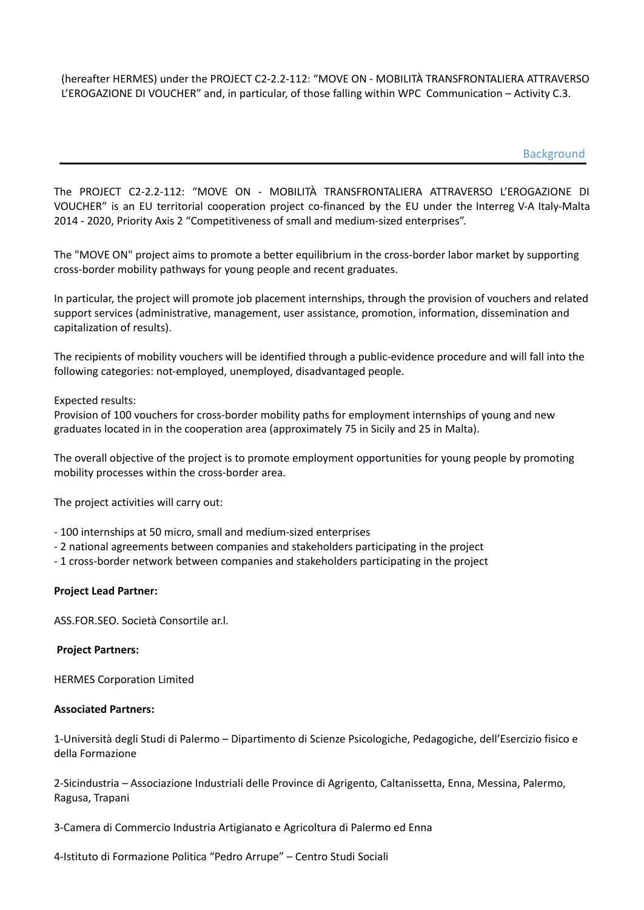(hereafter HERMES) under the PROJECT C2-2.2-112: "MOVE ON - MOBILITÀ TRANSFRONTALIERA ATTRAVERSO L'EROGAZIONE DI VOUCHER" and, in particular, of those falling within WPC Communication – Activity C.3.

## Background

The PROJECT C2-2.2-112: "MOVE ON - MOBILITÀ TRANSFRONTALIERA ATTRAVERSO L'EROGAZIONE DI VOUCHER" is an EU territorial cooperation project co-financed by the EU under the Interreg V-A Italy-Malta 2014 - 2020, Priority Axis 2 "Competitiveness of small and medium-sized enterprises".

The "MOVE ON" project aims to promote a better equilibrium in the cross-border labor market by supporting cross-border mobility pathways for young people and recent graduates.

In particular, the project will promote job placement internships, through the provision of vouchers and related support services (administrative, management, user assistance, promotion, information, dissemination and capitalization of results).

The recipients of mobility vouchers will be identified through a public-evidence procedure and will fall into the following categories: not-employed, unemployed, disadvantaged people.

Expected results:
Provision of 100 vouchers for cross-border mobility paths for employment internships of young and new graduates located in in the cooperation area (approximately 75 in Sicily and 25 in Malta).

The overall objective of the project is to promote employment opportunities for young people by promoting mobility processes within the cross-border area.

The project activities will carry out:

- 100 internships at 50 micro, small and medium-sized enterprises
- 2 national agreements between companies and stakeholders participating in the project
- 1 cross-border network between companies and stakeholders participating in the project

**Project Lead Partner:**

ASS.FOR.SEO. Società Consortile ar.l.

**Project Partners:**

HERMES Corporation Limited

**Associated Partners:**

1-Università degli Studi di Palermo – Dipartimento di Scienze Psicologiche, Pedagogiche, dell'Esercizio fisico e della Formazione

2-Sicindustria – Associazione Industriali delle Province di Agrigento, Caltanissetta, Enna, Messina, Palermo, Ragusa, Trapani

3-Camera di Commercio Industria Artigianato e Agricoltura di Palermo ed Enna

4-Istituto di Formazione Politica "Pedro Arrupe" – Centro Studi Sociali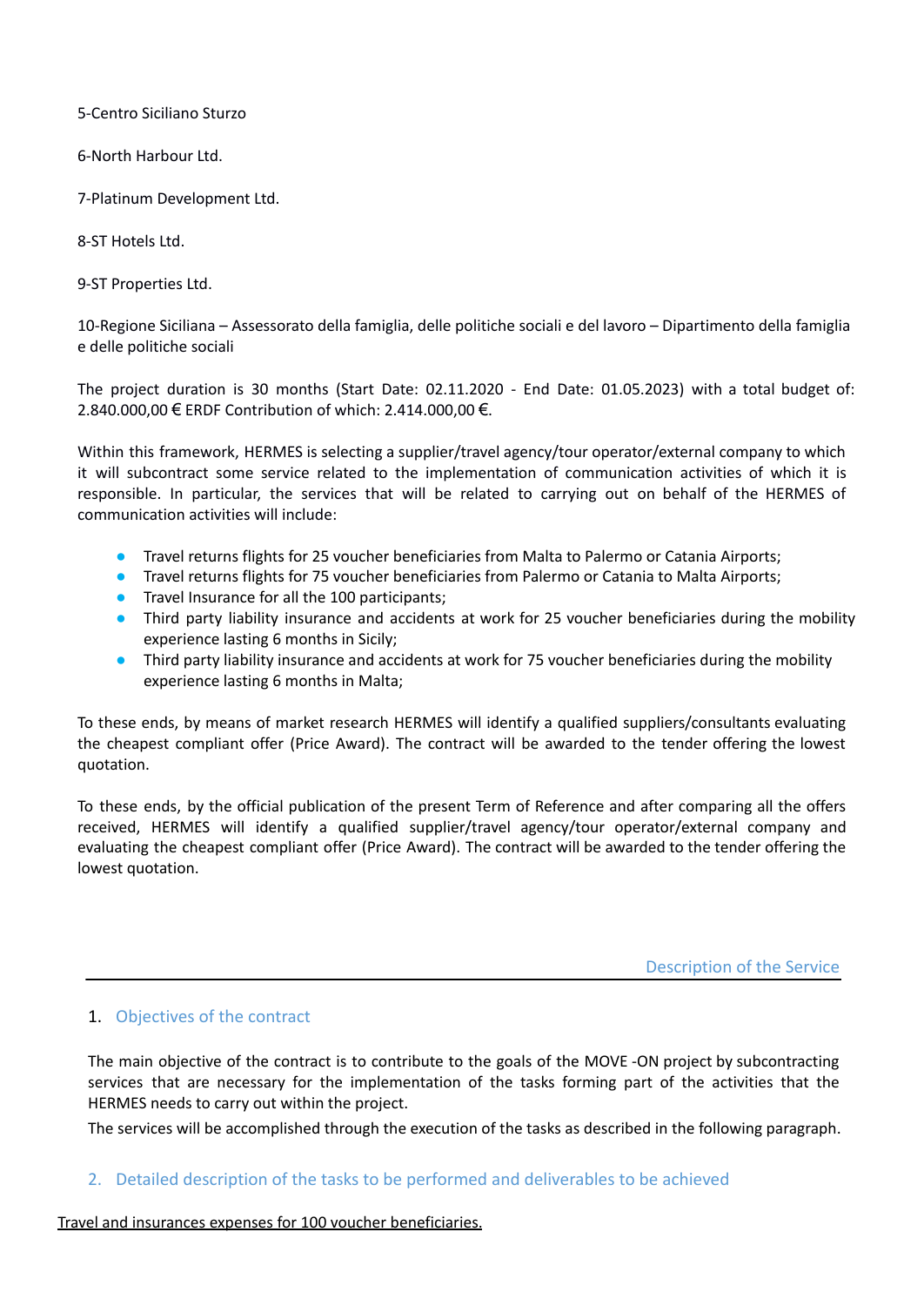5-Centro Siciliano Sturzo

6-North Harbour Ltd.

7-Platinum Development Ltd.

8-ST Hotels Ltd.

9-ST Properties Ltd.

10-Regione Siciliana – Assessorato della famiglia, delle politiche sociali e del lavoro – Dipartimento della famiglia e delle politiche sociali

The project duration is 30 months (Start Date: 02.11.2020 - End Date: 01.05.2023) with a total budget of: 2.840.000,00 € ERDF Contribution of which: 2.414.000,00 €.

Within this framework, HERMES is selecting a supplier/travel agency/tour operator/external company to which it will subcontract some service related to the implementation of communication activities of which it is responsible. In particular, the services that will be related to carrying out on behalf of the HERMES of communication activities will include:

- Travel returns flights for 25 voucher beneficiaries from Malta to Palermo or Catania Airports;
- Travel returns flights for 75 voucher beneficiaries from Palermo or Catania to Malta Airports;
- Travel Insurance for all the 100 participants;
- Third party liability insurance and accidents at work for 25 voucher beneficiaries during the mobility experience lasting 6 months in Sicily;
- Third party liability insurance and accidents at work for 75 voucher beneficiaries during the mobility experience lasting 6 months in Malta;

To these ends, by means of market research HERMES will identify a qualified suppliers/consultants evaluating the cheapest compliant offer (Price Award). The contract will be awarded to the tender offering the lowest quotation.

To these ends, by the official publication of the present Term of Reference and after comparing all the offers received, HERMES will identify a qualified supplier/travel agency/tour operator/external company and evaluating the cheapest compliant offer (Price Award). The contract will be awarded to the tender offering the lowest quotation.

## Description of the Service

### 1. Objectives of the contract

The main objective of the contract is to contribute to the goals of the MOVE -ON project by subcontracting services that are necessary for the implementation of the tasks forming part of the activities that the HERMES needs to carry out within the project.

The services will be accomplished through the execution of the tasks as described in the following paragraph.

### 2. Detailed description of the tasks to be performed and deliverables to be achieved

Travel and insurances expenses for 100 voucher beneficiaries.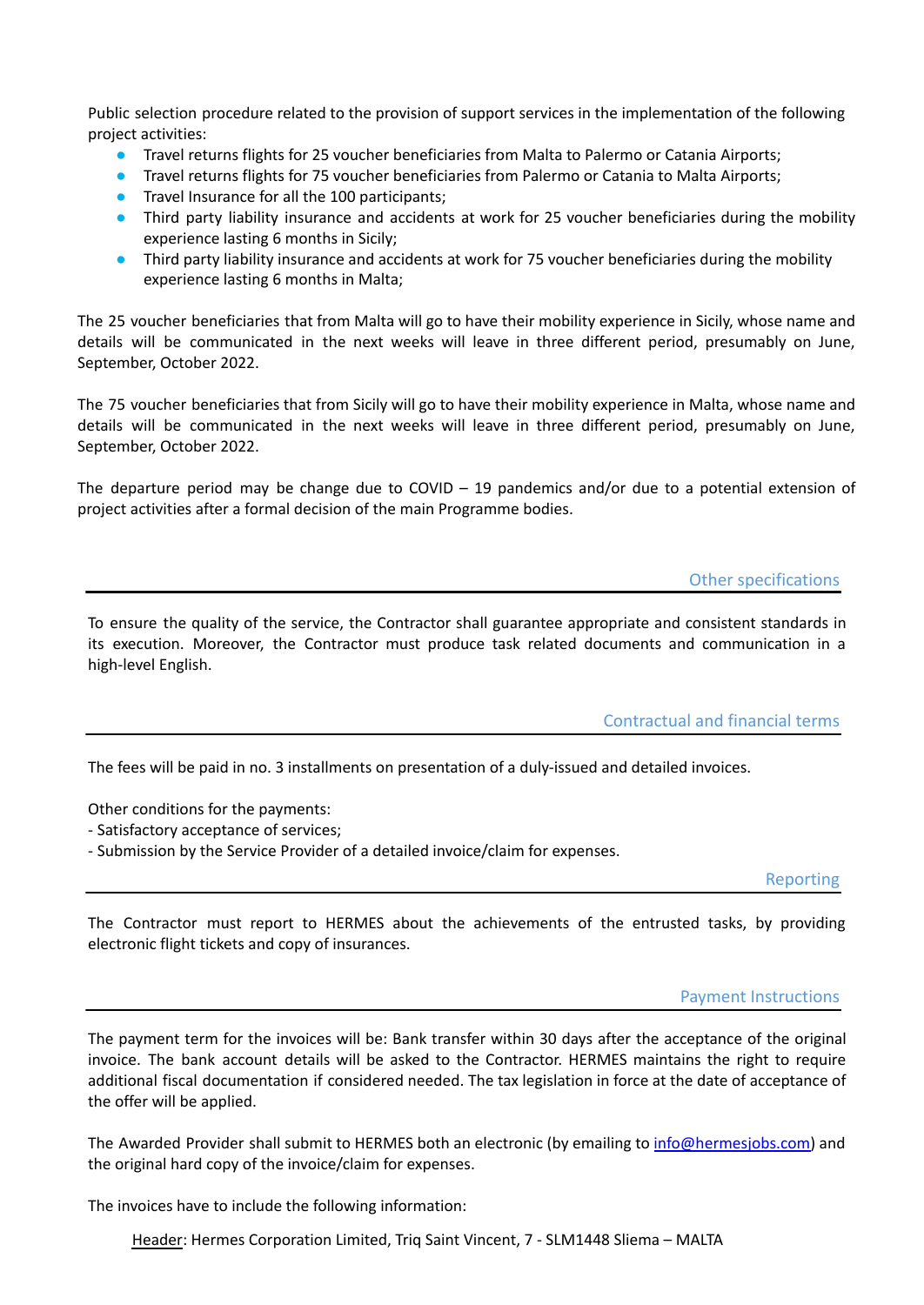Public selection procedure related to the provision of support services in the implementation of the following project activities:

- Travel returns flights for 25 voucher beneficiaries from Malta to Palermo or Catania Airports;
- Travel returns flights for 75 voucher beneficiaries from Palermo or Catania to Malta Airports;
- Travel Insurance for all the 100 participants;
- Third party liability insurance and accidents at work for 25 voucher beneficiaries during the mobility experience lasting 6 months in Sicily;
- Third party liability insurance and accidents at work for 75 voucher beneficiaries during the mobility experience lasting 6 months in Malta;

The 25 voucher beneficiaries that from Malta will go to have their mobility experience in Sicily, whose name and details will be communicated in the next weeks will leave in three different period, presumably on June, September, October 2022.

The 75 voucher beneficiaries that from Sicily will go to have their mobility experience in Malta, whose name and details will be communicated in the next weeks will leave in three different period, presumably on June, September, October 2022.

The departure period may be change due to COVID – 19 pandemics and/or due to a potential extension of project activities after a formal decision of the main Programme bodies.

## Other specifications

To ensure the quality of the service, the Contractor shall guarantee appropriate and consistent standards in its execution. Moreover, the Contractor must produce task related documents and communication in a high-level English.

## Contractual and financial terms

The fees will be paid in no. 3 installments on presentation of a duly-issued and detailed invoices.

Other conditions for the payments:
- Satisfactory acceptance of services;
- Submission by the Service Provider of a detailed invoice/claim for expenses.

## Reporting

The Contractor must report to HERMES about the achievements of the entrusted tasks, by providing electronic flight tickets and copy of insurances.

## Payment Instructions

The payment term for the invoices will be: Bank transfer within 30 days after the acceptance of the original invoice. The bank account details will be asked to the Contractor. HERMES maintains the right to require additional fiscal documentation if considered needed. The tax legislation in force at the date of acceptance of the offer will be applied.

The Awarded Provider shall submit to HERMES both an electronic (by emailing to info@hermesjobs.com) and the original hard copy of the invoice/claim for expenses.

The invoices have to include the following information:

Header: Hermes Corporation Limited, Triq Saint Vincent, 7 - SLM1448 Sliema – MALTA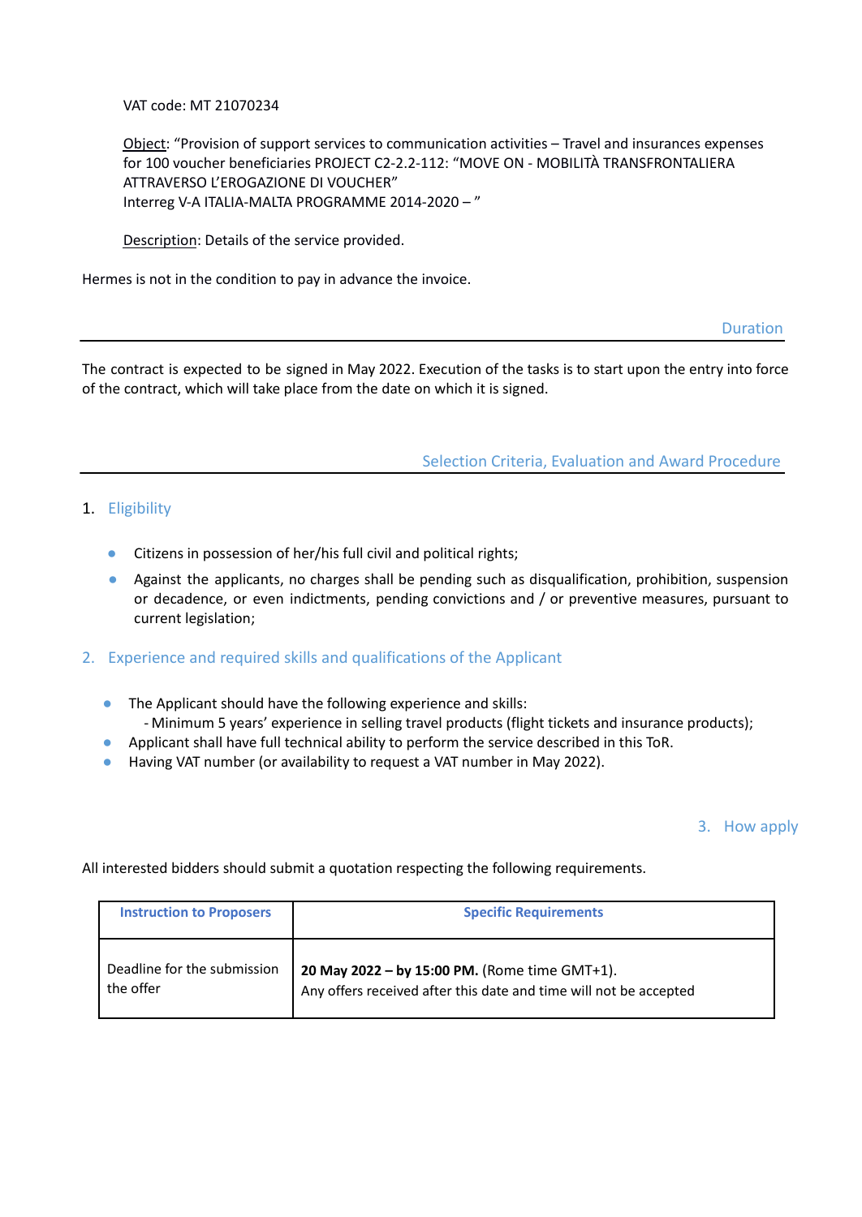VAT code: MT 21070234

Object: "Provision of support services to communication activities – Travel and insurances expenses for 100 voucher beneficiaries PROJECT C2-2.2-112: "MOVE ON - MOBILITÀ TRANSFRONTALIERA ATTRAVERSO L'EROGAZIONE DI VOUCHER"
Interreg V-A ITALIA-MALTA PROGRAMME 2014-2020 – "

Description: Details of the service provided.

Hermes is not in the condition to pay in advance the invoice.

## Duration

The contract is expected to be signed in May 2022. Execution of the tasks is to start upon the entry into force of the contract, which will take place from the date on which it is signed.

## Selection Criteria, Evaluation and Award Procedure

### 1. Eligibility

- Citizens in possession of her/his full civil and political rights;
- Against the applicants, no charges shall be pending such as disqualification, prohibition, suspension or decadence, or even indictments, pending convictions and / or preventive measures, pursuant to current legislation;

### 2. Experience and required skills and qualifications of the Applicant

- The Applicant should have the following experience and skills:
  - Minimum 5 years' experience in selling travel products (flight tickets and insurance products);
- Applicant shall have full technical ability to perform the service described in this ToR.
- Having VAT number (or availability to request a VAT number in May 2022).

### 3. How apply

All interested bidders should submit a quotation respecting the following requirements.

| Instruction to Proposers | Specific Requirements |
| --- | --- |
| Deadline for the submission the offer | **20 May 2022 – by 15:00 PM.** (Rome time GMT+1).<br>Any offers received after this date and time will not be accepted |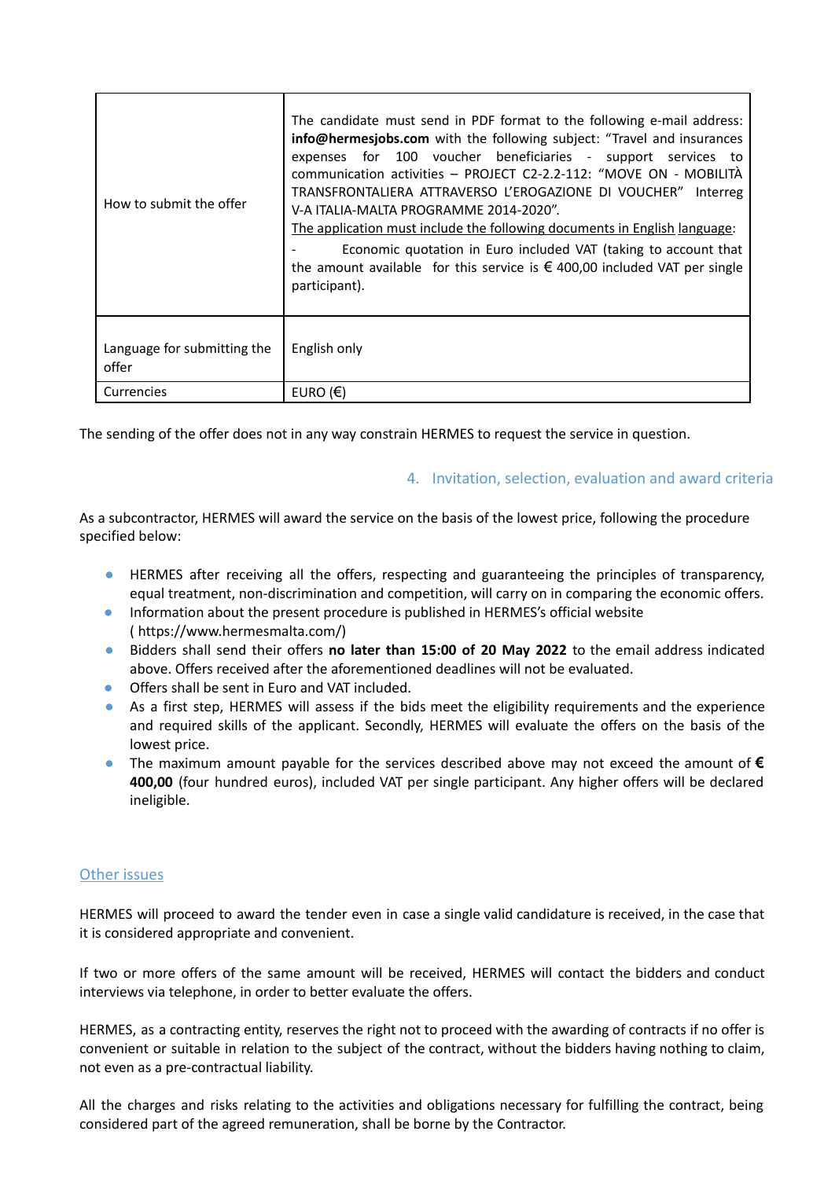| How to submit the offer | The candidate must send in PDF format to the following e-mail address: **info@hermesjobs.com** with the following subject: "Travel and insurances expenses for 100 voucher beneficiaries - support services to communication activities – PROJECT C2-2.2-112: "MOVE ON - MOBILITÀ TRANSFRONTALIERA ATTRAVERSO L'EROGAZIONE DI VOUCHER" Interreg V-A ITALIA-MALTA PROGRAMME 2014-2020". <br>The application must include the following documents in English language: <br>- Economic quotation in Euro included VAT (taking to account that the amount available for this service is € 400,00 included VAT per single participant). |
|---|---|
| Language for submitting the offer | English only |
| Currencies | EURO (€) |

The sending of the offer does not in any way constrain HERMES to request the service in question.

## 4. Invitation, selection, evaluation and award criteria

As a subcontractor, HERMES will award the service on the basis of the lowest price, following the procedure specified below:

- HERMES after receiving all the offers, respecting and guaranteeing the principles of transparency, equal treatment, non-discrimination and competition, will carry on in comparing the economic offers.
- Information about the present procedure is published in HERMES's official website ( https://www.hermesmalta.com/)
- Bidders shall send their offers **no later than 15:00 of 20 May 2022** to the email address indicated above. Offers received after the aforementioned deadlines will not be evaluated.
- Offers shall be sent in Euro and VAT included.
- As a first step, HERMES will assess if the bids meet the eligibility requirements and the experience and required skills of the applicant. Secondly, HERMES will evaluate the offers on the basis of the lowest price.
- The maximum amount payable for the services described above may not exceed the amount of **€ 400,00** (four hundred euros), included VAT per single participant. Any higher offers will be declared ineligible.

## Other issues

HERMES will proceed to award the tender even in case a single valid candidature is received, in the case that it is considered appropriate and convenient.

If two or more offers of the same amount will be received, HERMES will contact the bidders and conduct interviews via telephone, in order to better evaluate the offers.

HERMES, as a contracting entity, reserves the right not to proceed with the awarding of contracts if no offer is convenient or suitable in relation to the subject of the contract, without the bidders having nothing to claim, not even as a pre-contractual liability.

All the charges and risks relating to the activities and obligations necessary for fulfilling the contract, being considered part of the agreed remuneration, shall be borne by the Contractor.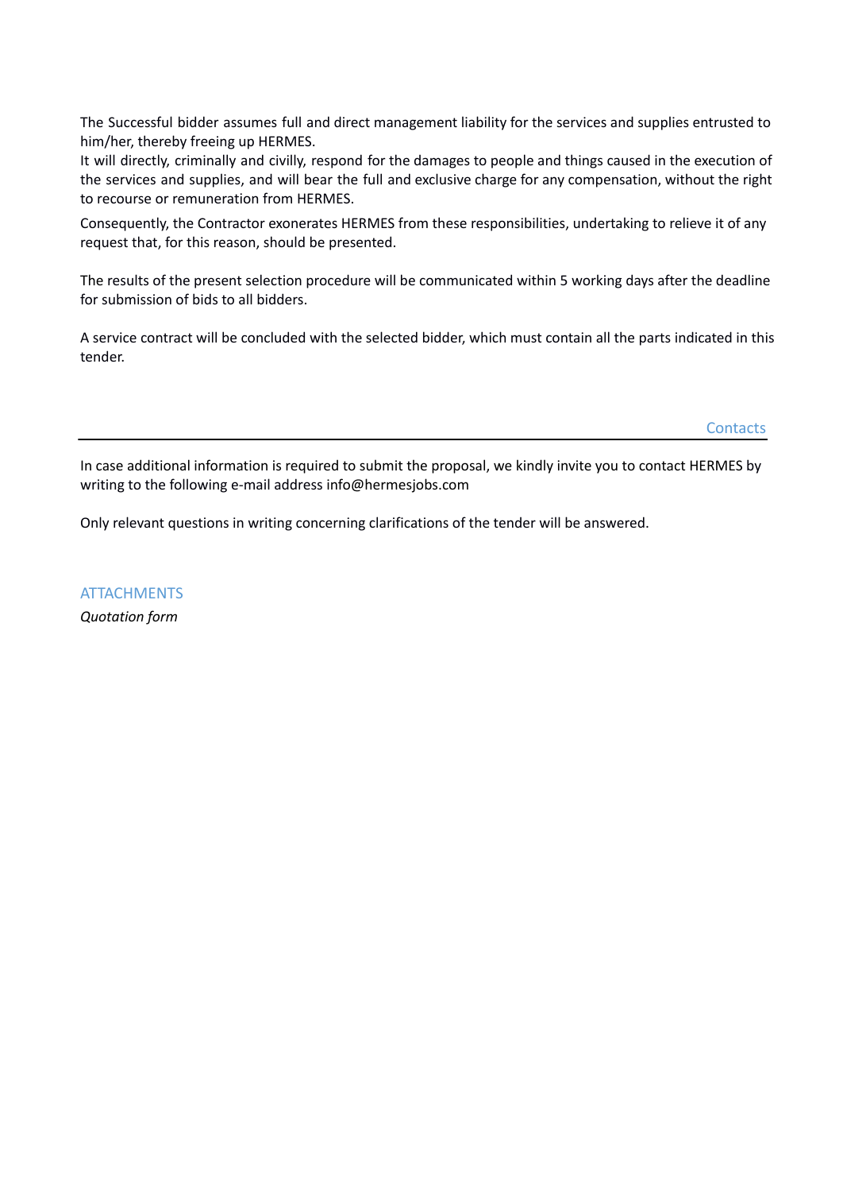The Successful bidder assumes full and direct management liability for the services and supplies entrusted to him/her, thereby freeing up HERMES.
It will directly, criminally and civilly, respond for the damages to people and things caused in the execution of the services and supplies, and will bear the full and exclusive charge for any compensation, without the right to recourse or remuneration from HERMES.

Consequently, the Contractor exonerates HERMES from these responsibilities, undertaking to relieve it of any request that, for this reason, should be presented.

The results of the present selection procedure will be communicated within 5 working days after the deadline for submission of bids to all bidders.

A service contract will be concluded with the selected bidder, which must contain all the parts indicated in this tender.

## Contacts

In case additional information is required to submit the proposal, we kindly invite you to contact HERMES by writing to the following e-mail address info@hermesjobs.com

Only relevant questions in writing concerning clarifications of the tender will be answered.

## ATTACHMENTS

*Quotation form*